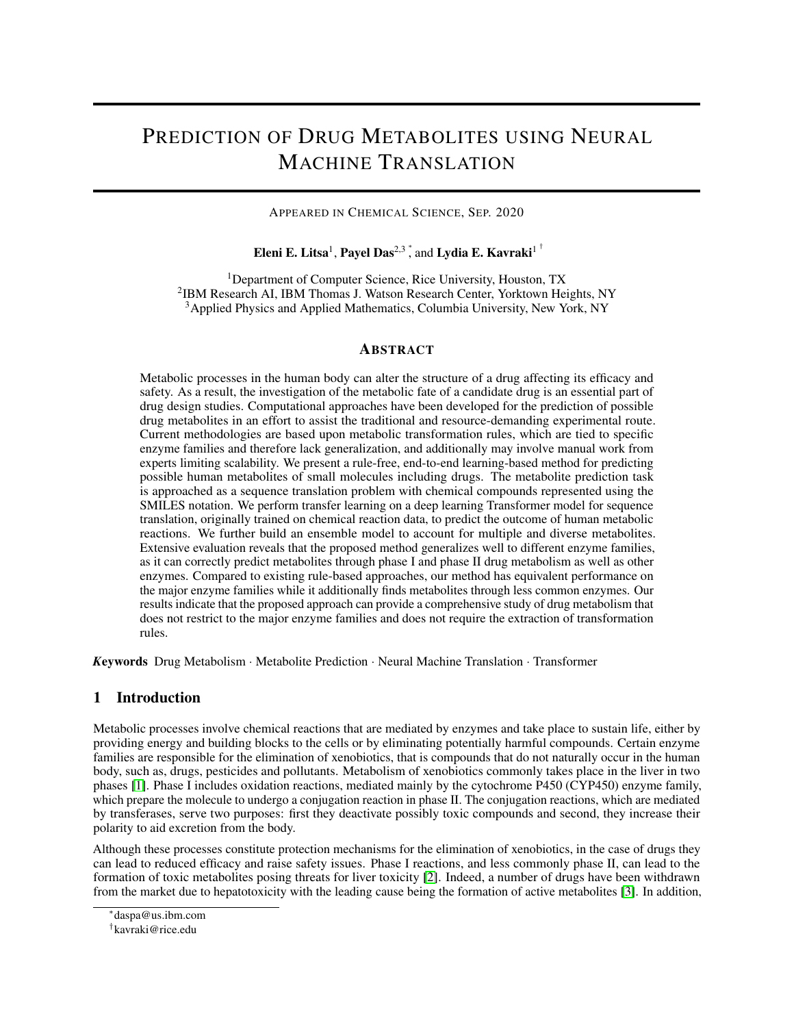# PREDICTION OF DRUG METABOLITES USING NEURAL MACHINE TRANSLATION

APPEARED IN CHEMICAL SCIENCE, SEP. 2020

**Eleni E. Litsa**[1], **Payel Das**[2,3 *], and **Lydia E. Kavraki**[1 †]

[1]Department of Computer Science, Rice University, Houston, TX
[2]IBM Research AI, IBM Thomas J. Watson Research Center, Yorktown Heights, NY
[3]Applied Physics and Applied Mathematics, Columbia University, New York, NY

## ABSTRACT

Metabolic processes in the human body can alter the structure of a drug affecting its efficacy and safety. As a result, the investigation of the metabolic fate of a candidate drug is an essential part of drug design studies. Computational approaches have been developed for the prediction of possible drug metabolites in an effort to assist the traditional and resource-demanding experimental route. Current methodologies are based upon metabolic transformation rules, which are tied to specific enzyme families and therefore lack generalization, and additionally may involve manual work from experts limiting scalability. We present a rule-free, end-to-end learning-based method for predicting possible human metabolites of small molecules including drugs. The metabolite prediction task is approached as a sequence translation problem with chemical compounds represented using the SMILES notation. We perform transfer learning on a deep learning Transformer model for sequence translation, originally trained on chemical reaction data, to predict the outcome of human metabolic reactions. We further build an ensemble model to account for multiple and diverse metabolites. Extensive evaluation reveals that the proposed method generalizes well to different enzyme families, as it can correctly predict metabolites through phase I and phase II drug metabolism as well as other enzymes. Compared to existing rule-based approaches, our method has equivalent performance on the major enzyme families while it additionally finds metabolites through less common enzymes. Our results indicate that the proposed approach can provide a comprehensive study of drug metabolism that does not restrict to the major enzyme families and does not require the extraction of transformation rules.

***Keywords*** Drug Metabolism · Metabolite Prediction · Neural Machine Translation · Transformer

## 1 Introduction

Metabolic processes involve chemical reactions that are mediated by enzymes and take place to sustain life, either by providing energy and building blocks to the cells or by eliminating potentially harmful compounds. Certain enzyme families are responsible for the elimination of xenobiotics, that is compounds that do not naturally occur in the human body, such as, drugs, pesticides and pollutants. Metabolism of xenobiotics commonly takes place in the liver in two phases [1]. Phase I includes oxidation reactions, mediated mainly by the cytochrome P450 (CYP450) enzyme family, which prepare the molecule to undergo a conjugation reaction in phase II. The conjugation reactions, which are mediated by transferases, serve two purposes: first they deactivate possibly toxic compounds and second, they increase their polarity to aid excretion from the body.

Although these processes constitute protection mechanisms for the elimination of xenobiotics, in the case of drugs they can lead to reduced efficacy and raise safety issues. Phase I reactions, and less commonly phase II, can lead to the formation of toxic metabolites posing threats for liver toxicity [2]. Indeed, a number of drugs have been withdrawn from the market due to hepatotoxicity with the leading cause being the formation of active metabolites [3]. In addition,

*daspa@us.ibm.com
†kavraki@rice.edu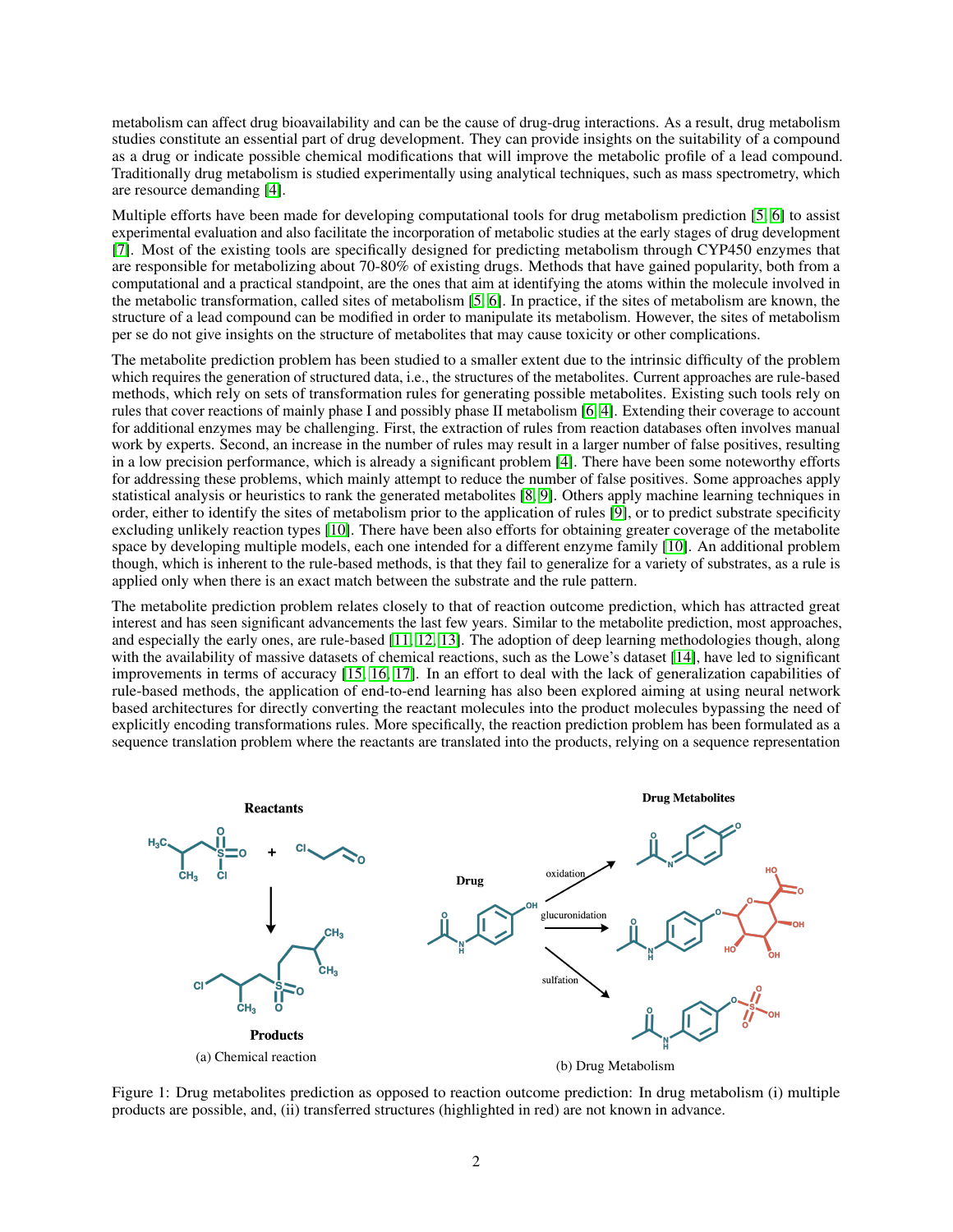metabolism can affect drug bioavailability and can be the cause of drug-drug interactions. As a result, drug metabolism studies constitute an essential part of drug development. They can provide insights on the suitability of a compound as a drug or indicate possible chemical modifications that will improve the metabolic profile of a lead compound. Traditionally drug metabolism is studied experimentally using analytical techniques, such as mass spectrometry, which are resource demanding [4].

Multiple efforts have been made for developing computational tools for drug metabolism prediction [5, 6] to assist experimental evaluation and also facilitate the incorporation of metabolic studies at the early stages of drug development [7]. Most of the existing tools are specifically designed for predicting metabolism through CYP450 enzymes that are responsible for metabolizing about 70-80% of existing drugs. Methods that have gained popularity, both from a computational and a practical standpoint, are the ones that aim at identifying the atoms within the molecule involved in the metabolic transformation, called sites of metabolism [5, 6]. In practice, if the sites of metabolism are known, the structure of a lead compound can be modified in order to manipulate its metabolism. However, the sites of metabolism per se do not give insights on the structure of metabolites that may cause toxicity or other complications.

The metabolite prediction problem has been studied to a smaller extent due to the intrinsic difficulty of the problem which requires the generation of structured data, i.e., the structures of the metabolites. Current approaches are rule-based methods, which rely on sets of transformation rules for generating possible metabolites. Existing such tools rely on rules that cover reactions of mainly phase I and possibly phase II metabolism [6, 4]. Extending their coverage to account for additional enzymes may be challenging. First, the extraction of rules from reaction databases often involves manual work by experts. Second, an increase in the number of rules may result in a larger number of false positives, resulting in a low precision performance, which is already a significant problem [4]. There have been some noteworthy efforts for addressing these problems, which mainly attempt to reduce the number of false positives. Some approaches apply statistical analysis or heuristics to rank the generated metabolites [8, 9]. Others apply machine learning techniques in order, either to identify the sites of metabolism prior to the application of rules [9], or to predict substrate specificity excluding unlikely reaction types [10]. There have been also efforts for obtaining greater coverage of the metabolite space by developing multiple models, each one intended for a different enzyme family [10]. An additional problem though, which is inherent to the rule-based methods, is that they fail to generalize for a variety of substrates, as a rule is applied only when there is an exact match between the substrate and the rule pattern.

The metabolite prediction problem relates closely to that of reaction outcome prediction, which has attracted great interest and has seen significant advancements the last few years. Similar to the metabolite prediction, most approaches, and especially the early ones, are rule-based [11, 12, 13]. The adoption of deep learning methodologies though, along with the availability of massive datasets of chemical reactions, such as the Lowe's dataset [14], have led to significant improvements in terms of accuracy [15, 16, 17]. In an effort to deal with the lack of generalization capabilities of rule-based methods, the application of end-to-end learning has also been explored aiming at using neural network based architectures for directly converting the reactant molecules into the product molecules bypassing the need of explicitly encoding transformations rules. More specifically, the reaction prediction problem has been formulated as a sequence translation problem where the reactants are translated into the products, relying on a sequence representation

(a) Chemical reaction

(b) Drug Metabolism

Figure 1: Drug metabolites prediction as opposed to reaction outcome prediction: In drug metabolism (i) multiple products are possible, and, (ii) transferred structures (highlighted in red) are not known in advance.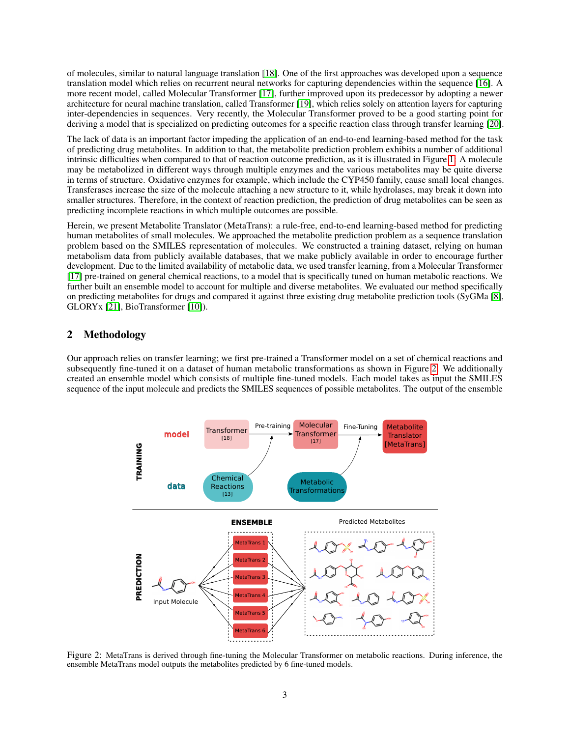of molecules, similar to natural language translation [18]. One of the first approaches was developed upon a sequence translation model which relies on recurrent neural networks for capturing dependencies within the sequence [16]. A more recent model, called Molecular Transformer [17], further improved upon its predecessor by adopting a newer architecture for neural machine translation, called Transformer [19], which relies solely on attention layers for capturing inter-dependencies in sequences. Very recently, the Molecular Transformer proved to be a good starting point for deriving a model that is specialized on predicting outcomes for a specific reaction class through transfer learning [20].

The lack of data is an important factor impeding the application of an end-to-end learning-based method for the task of predicting drug metabolites. In addition to that, the metabolite prediction problem exhibits a number of additional intrinsic difficulties when compared to that of reaction outcome prediction, as it is illustrated in Figure 1. A molecule may be metabolized in different ways through multiple enzymes and the various metabolites may be quite diverse in terms of structure. Oxidative enzymes for example, which include the CYP450 family, cause small local changes. Transferases increase the size of the molecule attaching a new structure to it, while hydrolases, may break it down into smaller structures. Therefore, in the context of reaction prediction, the prediction of drug metabolites can be seen as predicting incomplete reactions in which multiple outcomes are possible.

Herein, we present Metabolite Translator (MetaTrans): a rule-free, end-to-end learning-based method for predicting human metabolites of small molecules. We approached the metabolite prediction problem as a sequence translation problem based on the SMILES representation of molecules. We constructed a training dataset, relying on human metabolism data from publicly available databases, that we make publicly available in order to encourage further development. Due to the limited availability of metabolic data, we used transfer learning, from a Molecular Transformer [17] pre-trained on general chemical reactions, to a model that is specifically tuned on human metabolic reactions. We further built an ensemble model to account for multiple and diverse metabolites. We evaluated our method specifically on predicting metabolites for drugs and compared it against three existing drug metabolite prediction tools (SyGMa [8], GLORYx [21], BioTransformer [10]).

## 2 Methodology

Our approach relies on transfer learning; we first pre-trained a Transformer model on a set of chemical reactions and subsequently fine-tuned it on a dataset of human metabolic transformations as shown in Figure 2. We additionally created an ensemble model which consists of multiple fine-tuned models. Each model takes as input the SMILES sequence of the input molecule and predicts the SMILES sequences of possible metabolites. The output of the ensemble

Figure 2: MetaTrans is derived through fine-tuning the Molecular Transformer on metabolic reactions. During inference, the ensemble MetaTrans model outputs the metabolites predicted by 6 fine-tuned models.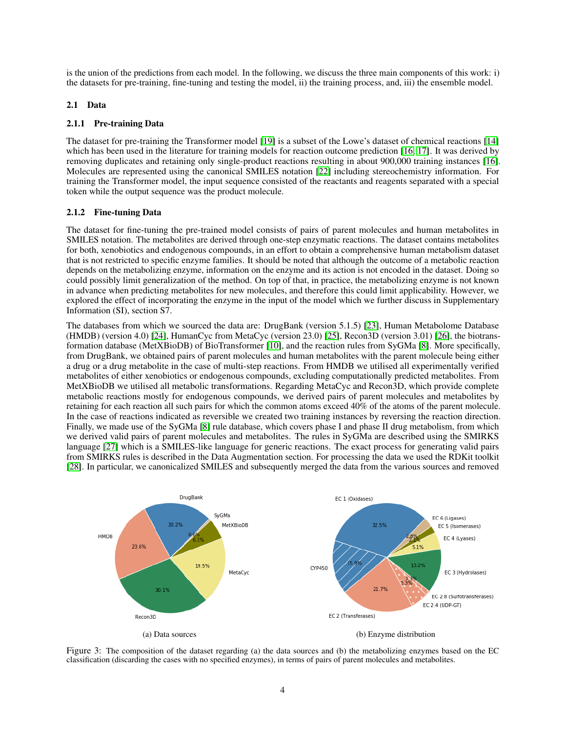is the union of the predictions from each model. In the following, we discuss the three main components of this work: i) the datasets for pre-training, fine-tuning and testing the model, ii) the training process, and, iii) the ensemble model.

## 2.1 Data

### 2.1.1 Pre-training Data

The dataset for pre-training the Transformer model [19] is a subset of the Lowe's dataset of chemical reactions [14] which has been used in the literature for training models for reaction outcome prediction [16, 17]. It was derived by removing duplicates and retaining only single-product reactions resulting in about 900,000 training instances [16]. Molecules are represented using the canonical SMILES notation [22] including stereochemistry information. For training the Transformer model, the input sequence consisted of the reactants and reagents separated with a special token while the output sequence was the product molecule.

### 2.1.2 Fine-tuning Data

The dataset for fine-tuning the pre-trained model consists of pairs of parent molecules and human metabolites in SMILES notation. The metabolites are derived through one-step enzymatic reactions. The dataset contains metabolites for both, xenobiotics and endogenous compounds, in an effort to obtain a comprehensive human metabolism dataset that is not restricted to specific enzyme families. It should be noted that although the outcome of a metabolic reaction depends on the metabolizing enzyme, information on the enzyme and its action is not encoded in the dataset. Doing so could possibly limit generalization of the method. On top of that, in practice, the metabolizing enzyme is not known in advance when predicting metabolites for new molecules, and therefore this could limit applicability. However, we explored the effect of incorporating the enzyme in the input of the model which we further discuss in Supplementary Information (SI), section S7.

The databases from which we sourced the data are: DrugBank (version 5.1.5) [23], Human Metabolome Database (HMDB) (version 4.0) [24], HumanCyc from MetaCyc (version 23.0) [25], Recon3D (version 3.01) [26], the biotransformation database (MetXBioDB) of BioTransformer [10], and the reaction rules from SyGMa [8]. More specifically, from DrugBank, we obtained pairs of parent molecules and human metabolites with the parent molecule being either a drug or a drug metabolite in the case of multi-step reactions. From HMDB we utilised all experimentally verified metabolites of either xenobiotics or endogenous compounds, excluding computationally predicted metabolites. From MetXBioDB we utilised all metabolic transformations. Regarding MetaCyc and Recon3D, which provide complete metabolic reactions mostly for endogenous compounds, we derived pairs of parent molecules and metabolites by retaining for each reaction all such pairs for which the common atoms exceed 40% of the atoms of the parent molecule. In the case of reactions indicated as reversible we created two training instances by reversing the reaction direction. Finally, we made use of the SyGMa [8] rule database, which covers phase I and phase II drug metabolism, from which we derived valid pairs of parent molecules and metabolites. The rules in SyGMa are described using the SMIRKS language [27] which is a SMILES-like language for generic reactions. The exact process for generating valid pairs from SMIRKS rules is described in the Data Augmentation section. For processing the data we used the RDKit toolkit [28]. In particular, we canonicalized SMILES and subsequently merged the data from the various sources and removed

(a) Data sources

(b) Enzyme distribution

Figure 3: The composition of the dataset regarding (a) the data sources and (b) the metabolizing enzymes based on the EC classification (discarding the cases with no specified enzymes), in terms of pairs of parent molecules and metabolites.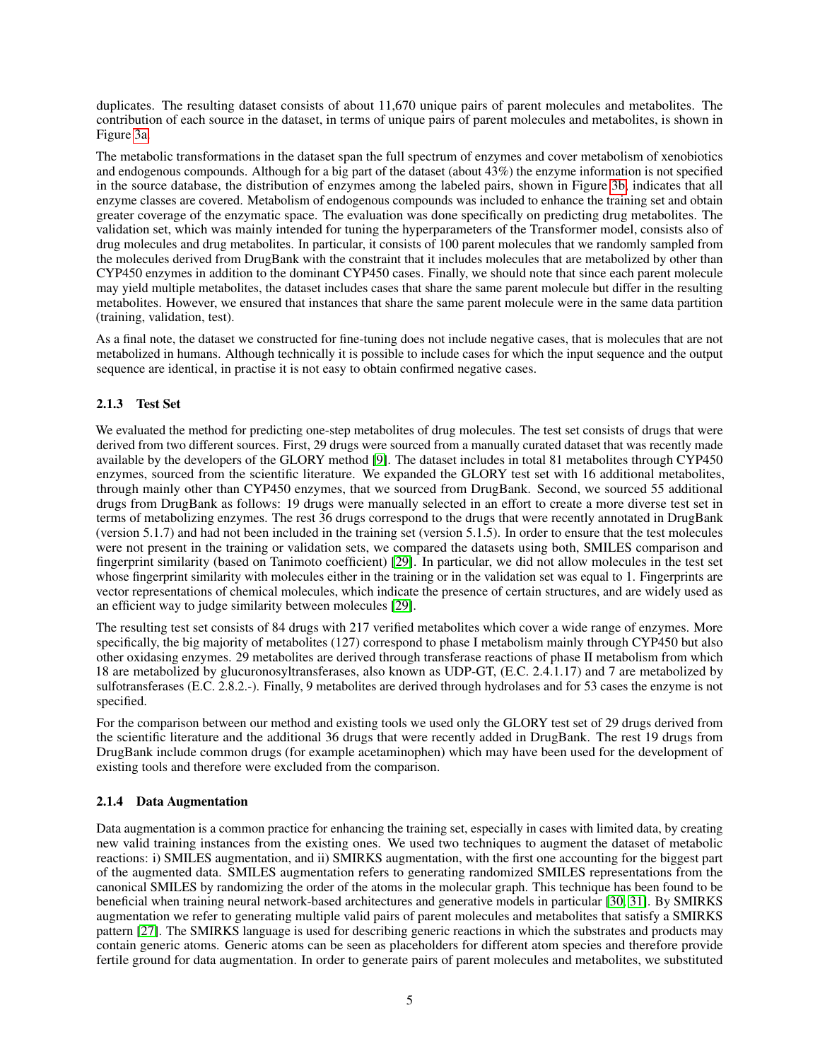duplicates. The resulting dataset consists of about 11,670 unique pairs of parent molecules and metabolites. The contribution of each source in the dataset, in terms of unique pairs of parent molecules and metabolites, is shown in Figure 3a.

The metabolic transformations in the dataset span the full spectrum of enzymes and cover metabolism of xenobiotics and endogenous compounds. Although for a big part of the dataset (about 43%) the enzyme information is not specified in the source database, the distribution of enzymes among the labeled pairs, shown in Figure 3b, indicates that all enzyme classes are covered. Metabolism of endogenous compounds was included to enhance the training set and obtain greater coverage of the enzymatic space. The evaluation was done specifically on predicting drug metabolites. The validation set, which was mainly intended for tuning the hyperparameters of the Transformer model, consists also of drug molecules and drug metabolites. In particular, it consists of 100 parent molecules that we randomly sampled from the molecules derived from DrugBank with the constraint that it includes molecules that are metabolized by other than CYP450 enzymes in addition to the dominant CYP450 cases. Finally, we should note that since each parent molecule may yield multiple metabolites, the dataset includes cases that share the same parent molecule but differ in the resulting metabolites. However, we ensured that instances that share the same parent molecule were in the same data partition (training, validation, test).

As a final note, the dataset we constructed for fine-tuning does not include negative cases, that is molecules that are not metabolized in humans. Although technically it is possible to include cases for which the input sequence and the output sequence are identical, in practise it is not easy to obtain confirmed negative cases.

### 2.1.3 Test Set

We evaluated the method for predicting one-step metabolites of drug molecules. The test set consists of drugs that were derived from two different sources. First, 29 drugs were sourced from a manually curated dataset that was recently made available by the developers of the GLORY method [9]. The dataset includes in total 81 metabolites through CYP450 enzymes, sourced from the scientific literature. We expanded the GLORY test set with 16 additional metabolites, through mainly other than CYP450 enzymes, that we sourced from DrugBank. Second, we sourced 55 additional drugs from DrugBank as follows: 19 drugs were manually selected in an effort to create a more diverse test set in terms of metabolizing enzymes. The rest 36 drugs correspond to the drugs that were recently annotated in DrugBank (version 5.1.7) and had not been included in the training set (version 5.1.5). In order to ensure that the test molecules were not present in the training or validation sets, we compared the datasets using both, SMILES comparison and fingerprint similarity (based on Tanimoto coefficient) [29]. In particular, we did not allow molecules in the test set whose fingerprint similarity with molecules either in the training or in the validation set was equal to 1. Fingerprints are vector representations of chemical molecules, which indicate the presence of certain structures, and are widely used as an efficient way to judge similarity between molecules [29].

The resulting test set consists of 84 drugs with 217 verified metabolites which cover a wide range of enzymes. More specifically, the big majority of metabolites (127) correspond to phase I metabolism mainly through CYP450 but also other oxidasing enzymes. 29 metabolites are derived through transferase reactions of phase II metabolism from which 18 are metabolized by glucuronosyltransferases, also known as UDP-GT, (E.C. 2.4.1.17) and 7 are metabolized by sulfotransferases (E.C. 2.8.2.-). Finally, 9 metabolites are derived through hydrolases and for 53 cases the enzyme is not specified.

For the comparison between our method and existing tools we used only the GLORY test set of 29 drugs derived from the scientific literature and the additional 36 drugs that were recently added in DrugBank. The rest 19 drugs from DrugBank include common drugs (for example acetaminophen) which may have been used for the development of existing tools and therefore were excluded from the comparison.

### 2.1.4 Data Augmentation

Data augmentation is a common practice for enhancing the training set, especially in cases with limited data, by creating new valid training instances from the existing ones. We used two techniques to augment the dataset of metabolic reactions: i) SMILES augmentation, and ii) SMIRKS augmentation, with the first one accounting for the biggest part of the augmented data. SMILES augmentation refers to generating randomized SMILES representations from the canonical SMILES by randomizing the order of the atoms in the molecular graph. This technique has been found to be beneficial when training neural network-based architectures and generative models in particular [30, 31]. By SMIRKS augmentation we refer to generating multiple valid pairs of parent molecules and metabolites that satisfy a SMIRKS pattern [27]. The SMIRKS language is used for describing generic reactions in which the substrates and products may contain generic atoms. Generic atoms can be seen as placeholders for different atom species and therefore provide fertile ground for data augmentation. In order to generate pairs of parent molecules and metabolites, we substituted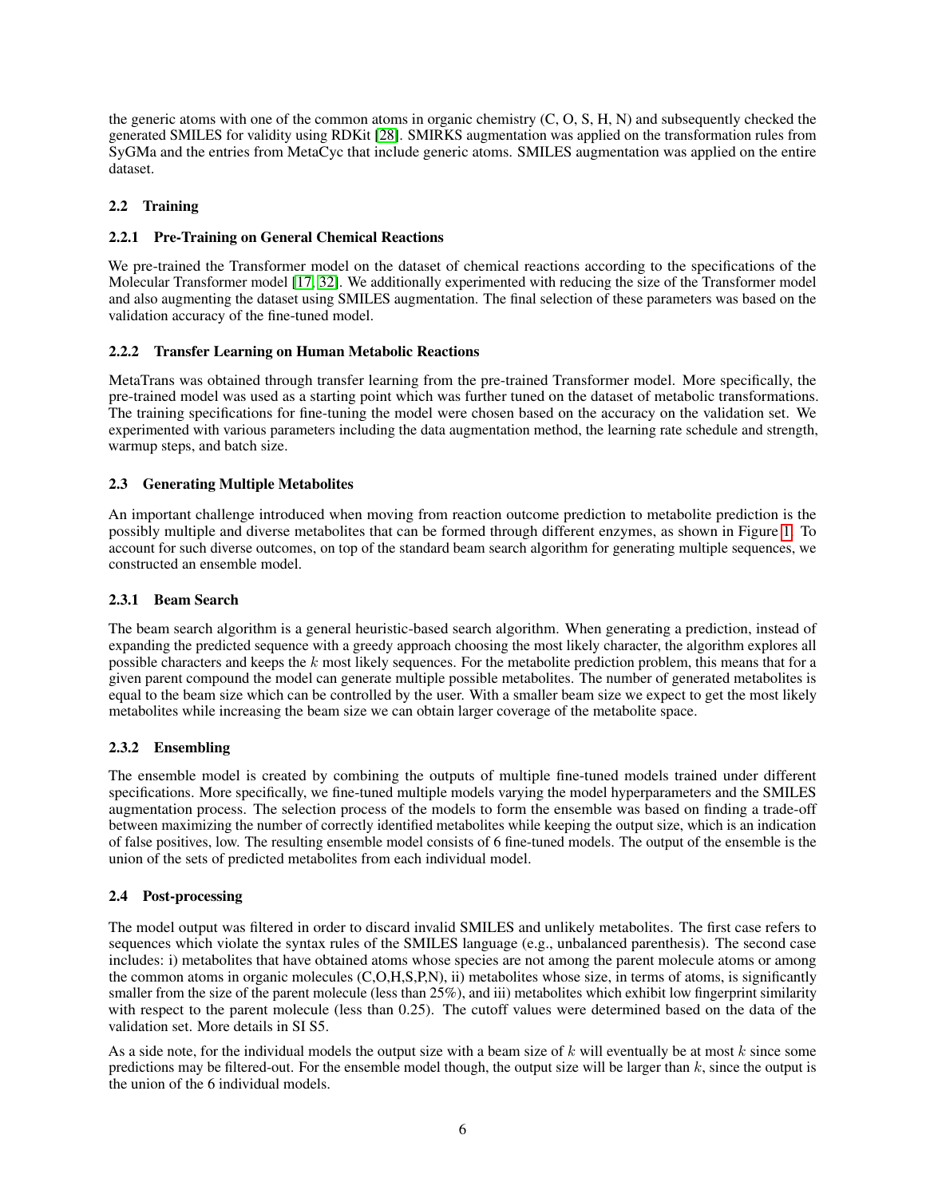the generic atoms with one of the common atoms in organic chemistry (C, O, S, H, N) and subsequently checked the generated SMILES for validity using RDKit [28]. SMIRKS augmentation was applied on the transformation rules from SyGMa and the entries from MetaCyc that include generic atoms. SMILES augmentation was applied on the entire dataset.

## 2.2 Training

### 2.2.1 Pre-Training on General Chemical Reactions

We pre-trained the Transformer model on the dataset of chemical reactions according to the specifications of the Molecular Transformer model [17, 32]. We additionally experimented with reducing the size of the Transformer model and also augmenting the dataset using SMILES augmentation. The final selection of these parameters was based on the validation accuracy of the fine-tuned model.

### 2.2.2 Transfer Learning on Human Metabolic Reactions

MetaTrans was obtained through transfer learning from the pre-trained Transformer model. More specifically, the pre-trained model was used as a starting point which was further tuned on the dataset of metabolic transformations. The training specifications for fine-tuning the model were chosen based on the accuracy on the validation set. We experimented with various parameters including the data augmentation method, the learning rate schedule and strength, warmup steps, and batch size.

## 2.3 Generating Multiple Metabolites

An important challenge introduced when moving from reaction outcome prediction to metabolite prediction is the possibly multiple and diverse metabolites that can be formed through different enzymes, as shown in Figure 1. To account for such diverse outcomes, on top of the standard beam search algorithm for generating multiple sequences, we constructed an ensemble model.

### 2.3.1 Beam Search

The beam search algorithm is a general heuristic-based search algorithm. When generating a prediction, instead of expanding the predicted sequence with a greedy approach choosing the most likely character, the algorithm explores all possible characters and keeps the $k$ most likely sequences. For the metabolite prediction problem, this means that for a given parent compound the model can generate multiple possible metabolites. The number of generated metabolites is equal to the beam size which can be controlled by the user. With a smaller beam size we expect to get the most likely metabolites while increasing the beam size we can obtain larger coverage of the metabolite space.

### 2.3.2 Ensembling

The ensemble model is created by combining the outputs of multiple fine-tuned models trained under different specifications. More specifically, we fine-tuned multiple models varying the model hyperparameters and the SMILES augmentation process. The selection process of the models to form the ensemble was based on finding a trade-off between maximizing the number of correctly identified metabolites while keeping the output size, which is an indication of false positives, low. The resulting ensemble model consists of 6 fine-tuned models. The output of the ensemble is the union of the sets of predicted metabolites from each individual model.

## 2.4 Post-processing

The model output was filtered in order to discard invalid SMILES and unlikely metabolites. The first case refers to sequences which violate the syntax rules of the SMILES language (e.g., unbalanced parenthesis). The second case includes: i) metabolites that have obtained atoms whose species are not among the parent molecule atoms or among the common atoms in organic molecules (C,O,H,S,P,N), ii) metabolites whose size, in terms of atoms, is significantly smaller from the size of the parent molecule (less than 25%), and iii) metabolites which exhibit low fingerprint similarity with respect to the parent molecule (less than 0.25). The cutoff values were determined based on the data of the validation set. More details in SI S5.

As a side note, for the individual models the output size with a beam size of $k$ will eventually be at most $k$ since some predictions may be filtered-out. For the ensemble model though, the output size will be larger than $k$, since the output is the union of the 6 individual models.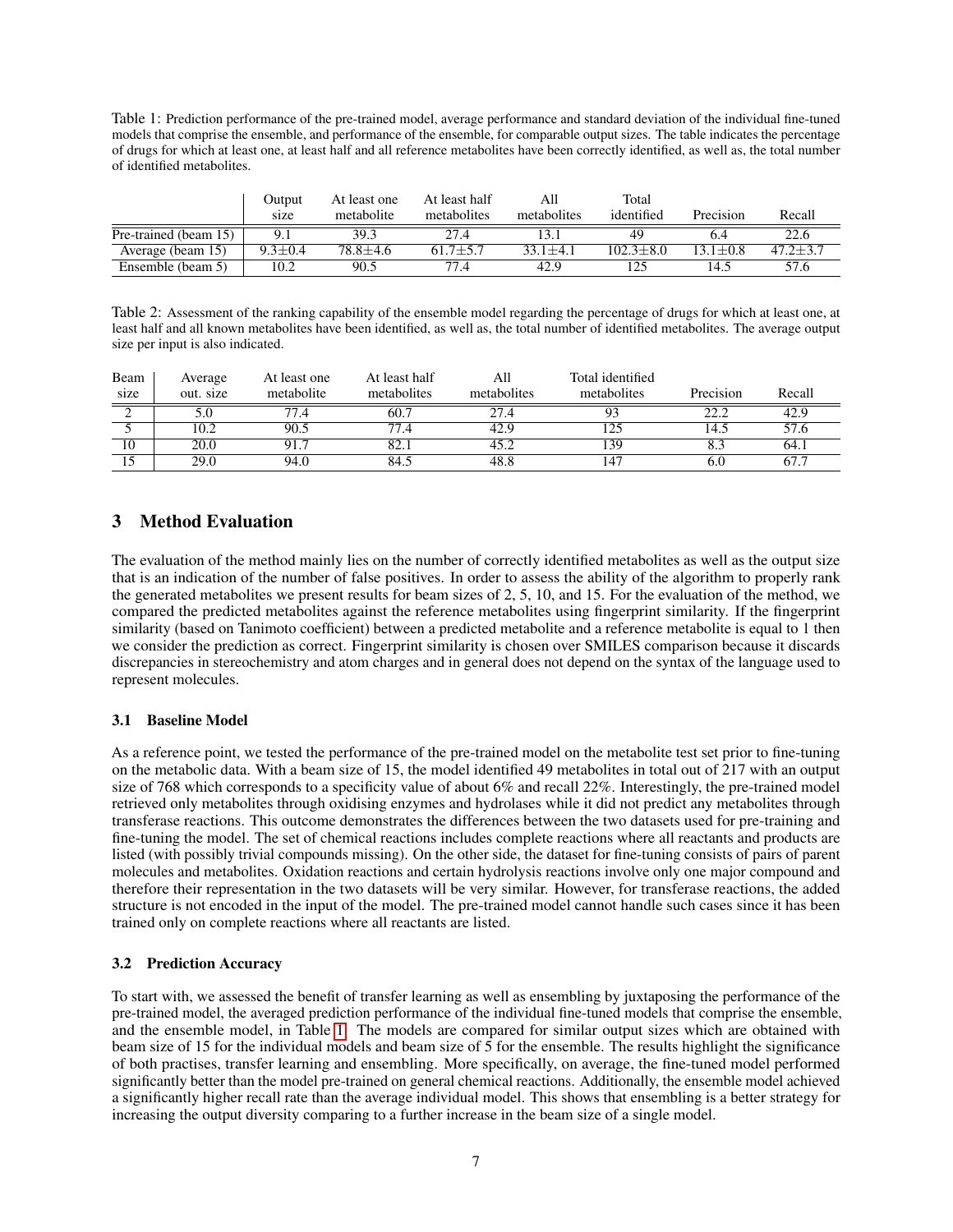Table 1: Prediction performance of the pre-trained model, average performance and standard deviation of the individual fine-tuned models that comprise the ensemble, and performance of the ensemble, for comparable output sizes. The table indicates the percentage of drugs for which at least one, at least half and all reference metabolites have been correctly identified, as well as, the total number of identified metabolites.

| | Output size | At least one metabolite | At least half metabolites | All metabolites | Total identified | Precision | Recall |
|---|---|---|---|---|---|---|---|
| Pre-trained (beam 15) | 9.1 | 39.3 | 27.4 | 13.1 | 49 | 6.4 | 22.6 |
| Average (beam 15) | 9.3±0.4 | 78.8±4.6 | 61.7±5.7 | 33.1±4.1 | 102.3±8.0 | 13.1±0.8 | 47.2±3.7 |
| Ensemble (beam 5) | 10.2 | 90.5 | 77.4 | 42.9 | 125 | 14.5 | 57.6 |

Table 2: Assessment of the ranking capability of the ensemble model regarding the percentage of drugs for which at least one, at least half and all known metabolites have been identified, as well as, the total number of identified metabolites. The average output size per input is also indicated.

| Beam size | Average out. size | At least one metabolite | At least half metabolites | All metabolites | Total identified metabolites | Precision | Recall |
|---|---|---|---|---|---|---|---|
| 2 | 5.0 | 77.4 | 60.7 | 27.4 | 93 | 22.2 | 42.9 |
| 5 | 10.2 | 90.5 | 77.4 | 42.9 | 125 | 14.5 | 57.6 |
| 10 | 20.0 | 91.7 | 82.1 | 45.2 | 139 | 8.3 | 64.1 |
| 15 | 29.0 | 94.0 | 84.5 | 48.8 | 147 | 6.0 | 67.7 |

## 3 Method Evaluation

The evaluation of the method mainly lies on the number of correctly identified metabolites as well as the output size that is an indication of the number of false positives. In order to assess the ability of the algorithm to properly rank the generated metabolites we present results for beam sizes of 2, 5, 10, and 15. For the evaluation of the method, we compared the predicted metabolites against the reference metabolites using fingerprint similarity. If the fingerprint similarity (based on Tanimoto coefficient) between a predicted metabolite and a reference metabolite is equal to 1 then we consider the prediction as correct. Fingerprint similarity is chosen over SMILES comparison because it discards discrepancies in stereochemistry and atom charges and in general does not depend on the syntax of the language used to represent molecules.

### 3.1 Baseline Model

As a reference point, we tested the performance of the pre-trained model on the metabolite test set prior to fine-tuning on the metabolic data. With a beam size of 15, the model identified 49 metabolites in total out of 217 with an output size of 768 which corresponds to a specificity value of about 6% and recall 22%. Interestingly, the pre-trained model retrieved only metabolites through oxidising enzymes and hydrolases while it did not predict any metabolites through transferase reactions. This outcome demonstrates the differences between the two datasets used for pre-training and fine-tuning the model. The set of chemical reactions includes complete reactions where all reactants and products are listed (with possibly trivial compounds missing). On the other side, the dataset for fine-tuning consists of pairs of parent molecules and metabolites. Oxidation reactions and certain hydrolysis reactions involve only one major compound and therefore their representation in the two datasets will be very similar. However, for transferase reactions, the added structure is not encoded in the input of the model. The pre-trained model cannot handle such cases since it has been trained only on complete reactions where all reactants are listed.

### 3.2 Prediction Accuracy

To start with, we assessed the benefit of transfer learning as well as ensembling by juxtaposing the performance of the pre-trained model, the averaged prediction performance of the individual fine-tuned models that comprise the ensemble, and the ensemble model, in Table 1. The models are compared for similar output sizes which are obtained with beam size of 15 for the individual models and beam size of 5 for the ensemble. The results highlight the significance of both practises, transfer learning and ensembling. More specifically, on average, the fine-tuned model performed significantly better than the model pre-trained on general chemical reactions. Additionally, the ensemble model achieved a significantly higher recall rate than the average individual model. This shows that ensembling is a better strategy for increasing the output diversity comparing to a further increase in the beam size of a single model.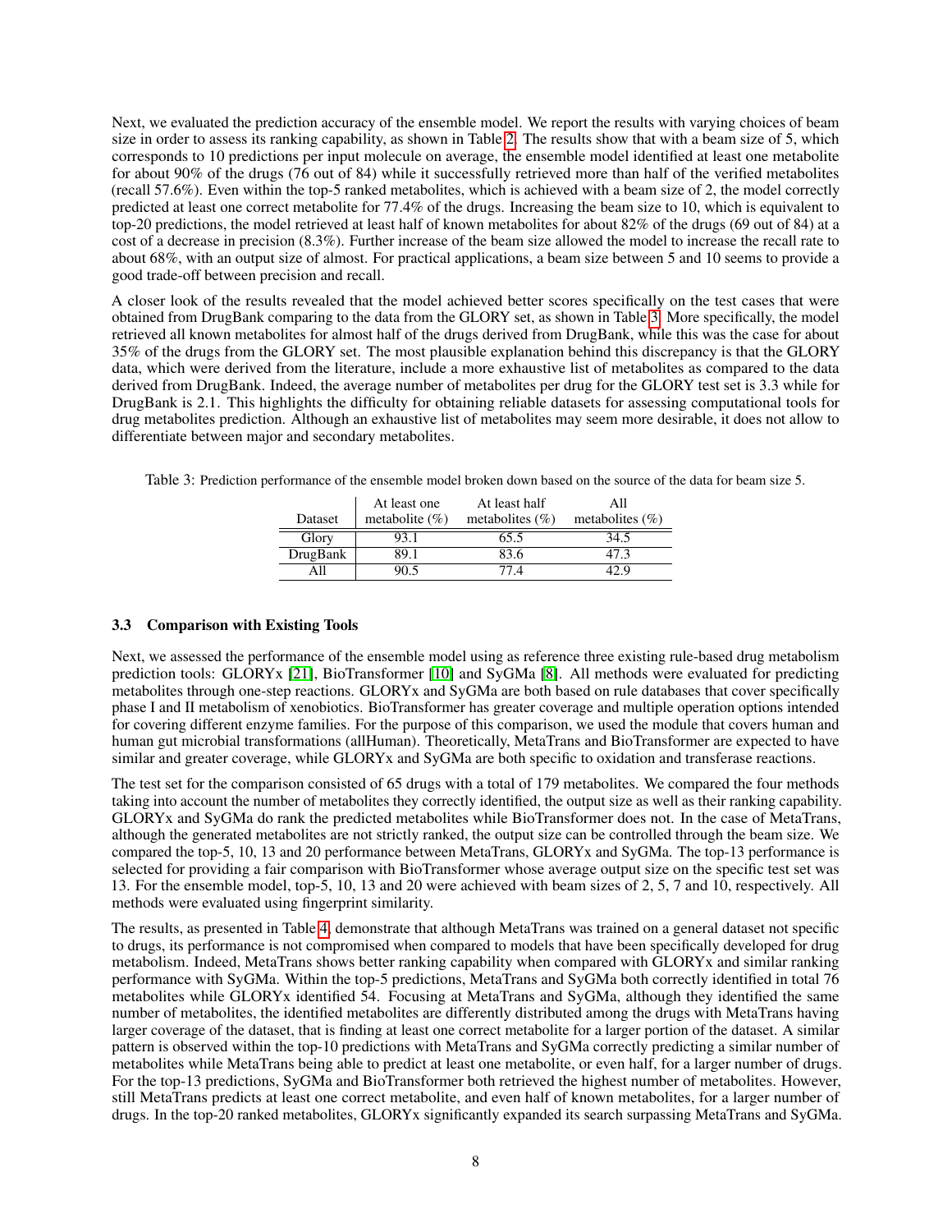Next, we evaluated the prediction accuracy of the ensemble model. We report the results with varying choices of beam size in order to assess its ranking capability, as shown in Table 2. The results show that with a beam size of 5, which corresponds to 10 predictions per input molecule on average, the ensemble model identified at least one metabolite for about 90% of the drugs (76 out of 84) while it successfully retrieved more than half of the verified metabolites (recall 57.6%). Even within the top-5 ranked metabolites, which is achieved with a beam size of 2, the model correctly predicted at least one correct metabolite for 77.4% of the drugs. Increasing the beam size to 10, which is equivalent to top-20 predictions, the model retrieved at least half of known metabolites for about 82% of the drugs (69 out of 84) at a cost of a decrease in precision (8.3%). Further increase of the beam size allowed the model to increase the recall rate to about 68%, with an output size of almost. For practical applications, a beam size between 5 and 10 seems to provide a good trade-off between precision and recall.

A closer look of the results revealed that the model achieved better scores specifically on the test cases that were obtained from DrugBank comparing to the data from the GLORY set, as shown in Table 3. More specifically, the model retrieved all known metabolites for almost half of the drugs derived from DrugBank, while this was the case for about 35% of the drugs from the GLORY set. The most plausible explanation behind this discrepancy is that the GLORY data, which were derived from the literature, include a more exhaustive list of metabolites as compared to the data derived from DrugBank. Indeed, the average number of metabolites per drug for the GLORY test set is 3.3 while for DrugBank is 2.1. This highlights the difficulty for obtaining reliable datasets for assessing computational tools for drug metabolites prediction. Although an exhaustive list of metabolites may seem more desirable, it does not allow to differentiate between major and secondary metabolites.

Table 3: Prediction performance of the ensemble model broken down based on the source of the data for beam size 5.

| Dataset | At least one metabolite (%) | At least half metabolites (%) | All metabolites (%) |
|---|---|---|---|
| Glory | 93.1 | 65.5 | 34.5 |
| DrugBank | 89.1 | 83.6 | 47.3 |
| All | 90.5 | 77.4 | 42.9 |

### 3.3 Comparison with Existing Tools

Next, we assessed the performance of the ensemble model using as reference three existing rule-based drug metabolism prediction tools: GLORYx [21], BioTransformer [10] and SyGMa [8]. All methods were evaluated for predicting metabolites through one-step reactions. GLORYx and SyGMa are both based on rule databases that cover specifically phase I and II metabolism of xenobiotics. BioTransformer has greater coverage and multiple operation options intended for covering different enzyme families. For the purpose of this comparison, we used the module that covers human and human gut microbial transformations (allHuman). Theoretically, MetaTrans and BioTransformer are expected to have similar and greater coverage, while GLORYx and SyGMa are both specific to oxidation and transferase reactions.

The test set for the comparison consisted of 65 drugs with a total of 179 metabolites. We compared the four methods taking into account the number of metabolites they correctly identified, the output size as well as their ranking capability. GLORYx and SyGMa do rank the predicted metabolites while BioTransformer does not. In the case of MetaTrans, although the generated metabolites are not strictly ranked, the output size can be controlled through the beam size. We compared the top-5, 10, 13 and 20 performance between MetaTrans, GLORYx and SyGMa. The top-13 performance is selected for providing a fair comparison with BioTransformer whose average output size on the specific test set was 13. For the ensemble model, top-5, 10, 13 and 20 were achieved with beam sizes of 2, 5, 7 and 10, respectively. All methods were evaluated using fingerprint similarity.

The results, as presented in Table 4, demonstrate that although MetaTrans was trained on a general dataset not specific to drugs, its performance is not compromised when compared to models that have been specifically developed for drug metabolism. Indeed, MetaTrans shows better ranking capability when compared with GLORYx and similar ranking performance with SyGMa. Within the top-5 predictions, MetaTrans and SyGMa both correctly identified in total 76 metabolites while GLORYx identified 54. Focusing at MetaTrans and SyGMa, although they identified the same number of metabolites, the identified metabolites are differently distributed among the drugs with MetaTrans having larger coverage of the dataset, that is finding at least one correct metabolite for a larger portion of the dataset. A similar pattern is observed within the top-10 predictions with MetaTrans and SyGMa correctly predicting a similar number of metabolites while MetaTrans being able to predict at least one metabolite, or even half, for a larger number of drugs. For the top-13 predictions, SyGMa and BioTransformer both retrieved the highest number of metabolites. However, still MetaTrans predicts at least one correct metabolite, and even half of known metabolites, for a larger number of drugs. In the top-20 ranked metabolites, GLORYx significantly expanded its search surpassing MetaTrans and SyGMa.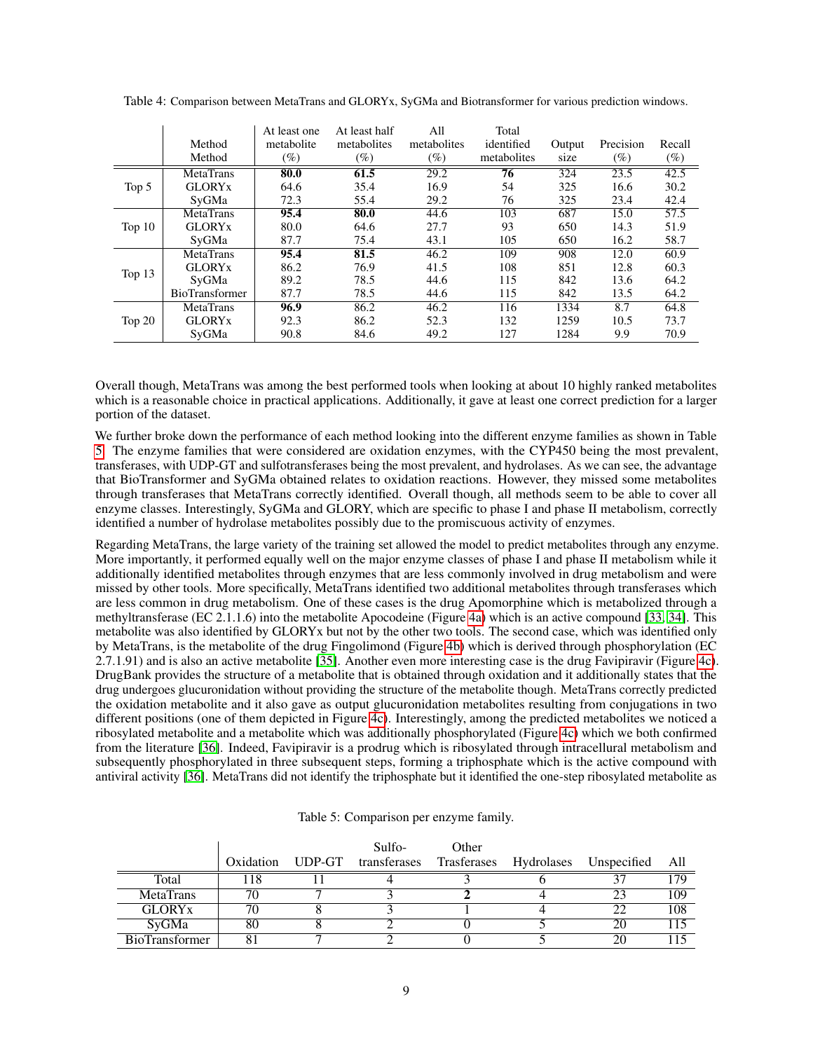Table 4: Comparison between MetaTrans and GLORYx, SyGMa and Biotransformer for various prediction windows.

| | Method Method | At least one metabolite (%) | At least half metabolites (%) | All metabolites (%) | Total identified metabolites | Output size | Precision (%) | Recall (%) |
|---|---|---|---|---|---|---|---|---|
| Top 5 | MetaTrans | **80.0** | **61.5** | 29.2 | **76** | 324 | 23.5 | 42.5 |
| | GLORYx | 64.6 | 35.4 | 16.9 | 54 | 325 | 16.6 | 30.2 |
| | SyGMa | 72.3 | 55.4 | 29.2 | 76 | 325 | 23.4 | 42.4 |
| Top 10 | MetaTrans | **95.4** | **80.0** | 44.6 | 103 | 687 | 15.0 | 57.5 |
| | GLORYx | 80.0 | 64.6 | 27.7 | 93 | 650 | 14.3 | 51.9 |
| | SyGMa | 87.7 | 75.4 | 43.1 | 105 | 650 | 16.2 | 58.7 |
| Top 13 | MetaTrans | **95.4** | **81.5** | 46.2 | 109 | 908 | 12.0 | 60.9 |
| | GLORYx | 86.2 | 76.9 | 41.5 | 108 | 851 | 12.8 | 60.3 |
| | SyGMa | 89.2 | 78.5 | 44.6 | 115 | 842 | 13.6 | 64.2 |
| | BioTransformer | 87.7 | 78.5 | 44.6 | 115 | 842 | 13.5 | 64.2 |
| Top 20 | MetaTrans | **96.9** | 86.2 | 46.2 | 116 | 1334 | 8.7 | 64.8 |
| | GLORYx | 92.3 | 86.2 | 52.3 | 132 | 1259 | 10.5 | 73.7 |
| | SyGMa | 90.8 | 84.6 | 49.2 | 127 | 1284 | 9.9 | 70.9 |

Overall though, MetaTrans was among the best performed tools when looking at about 10 highly ranked metabolites which is a reasonable choice in practical applications. Additionally, it gave at least one correct prediction for a larger portion of the dataset.

We further broke down the performance of each method looking into the different enzyme families as shown in Table 5. The enzyme families that were considered are oxidation enzymes, with the CYP450 being the most prevalent, transferases, with UDP-GT and sulfotransferases being the most prevalent, and hydrolases. As we can see, the advantage that BioTransformer and SyGMa obtained relates to oxidation reactions. However, they missed some metabolites through transferases that MetaTrans correctly identified. Overall though, all methods seem to be able to cover all enzyme classes. Interestingly, SyGMa and GLORY, which are specific to phase I and phase II metabolism, correctly identified a number of hydrolase metabolites possibly due to the promiscuous activity of enzymes.

Regarding MetaTrans, the large variety of the training set allowed the model to predict metabolites through any enzyme. More importantly, it performed equally well on the major enzyme classes of phase I and phase II metabolism while it additionally identified metabolites through enzymes that are less commonly involved in drug metabolism and were missed by other tools. More specifically, MetaTrans identified two additional metabolites through transferases which are less common in drug metabolism. One of these cases is the drug Apomorphine which is metabolized through a methyltransferase (EC 2.1.1.6) into the metabolite Apocodeine (Figure 4a) which is an active compound [33, 34]. This metabolite was also identified by GLORYx but not by the other two tools. The second case, which was identified only by MetaTrans, is the metabolite of the drug Fingolimond (Figure 4b) which is derived through phosphorylation (EC 2.7.1.91) and is also an active metabolite [35]. Another even more interesting case is the drug Favipiravir (Figure 4c). DrugBank provides the structure of a metabolite that is obtained through oxidation and it additionally states that the drug undergoes glucuronidation without providing the structure of the metabolite though. MetaTrans correctly predicted the oxidation metabolite and it also gave as output glucuronidation metabolites resulting from conjugations in two different positions (one of them depicted in Figure 4c). Interestingly, among the predicted metabolites we noticed a ribosylated metabolite and a metabolite which was additionally phosphorylated (Figure 4c) which we both confirmed from the literature [36]. Indeed, Favipiravir is a prodrug which is ribosylated through intracellular metabolism and subsequently phosphorylated in three subsequent steps, forming a triphosphate which is the active compound with antiviral activity [36]. MetaTrans did not identify the triphosphate but it identified the one-step ribosylated metabolite as

Table 5: Comparison per enzyme family.

| | Oxidation | UDP-GT | Sulfo-transferases | Other Trasferases | Hydrolases | Unspecified | All |
|---|---|---|---|---|---|---|---|
| Total | 118 | 11 | 4 | 3 | 6 | 37 | 179 |
| MetaTrans | 70 | 7 | 3 | **2** | 4 | 23 | 109 |
| GLORYx | 70 | 8 | 3 | 1 | 4 | 22 | 108 |
| SyGMa | 80 | 8 | 2 | 0 | 5 | 20 | 115 |
| BioTransformer | 81 | 7 | 2 | 0 | 5 | 20 | 115 |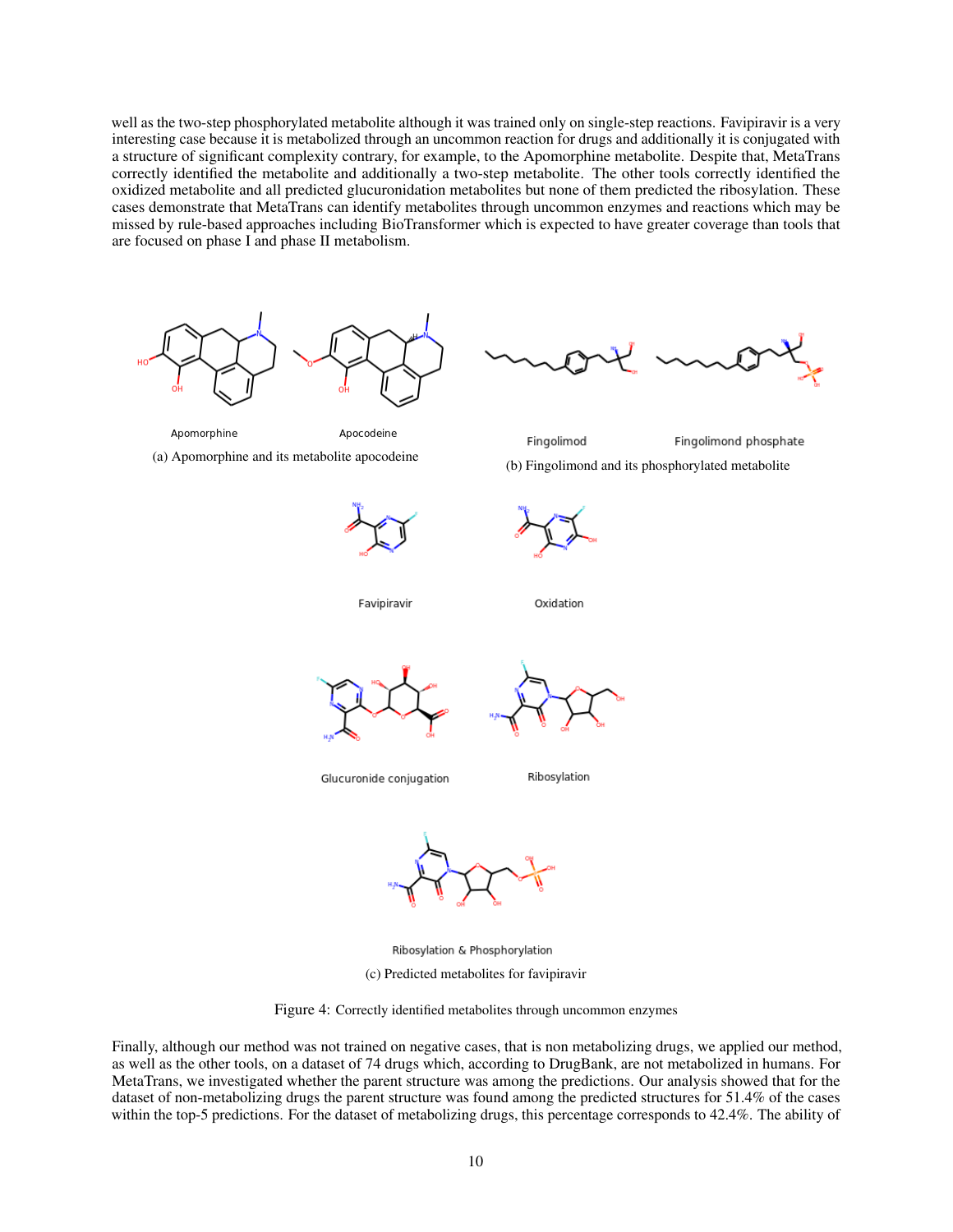well as the two-step phosphorylated metabolite although it was trained only on single-step reactions. Favipiravir is a very interesting case because it is metabolized through an uncommon reaction for drugs and additionally it is conjugated with a structure of significant complexity contrary, for example, to the Apomorphine metabolite. Despite that, MetaTrans correctly identified the metabolite and additionally a two-step metabolite. The other tools correctly identified the oxidized metabolite and all predicted glucuronidation metabolites but none of them predicted the ribosylation. These cases demonstrate that MetaTrans can identify metabolites through uncommon enzymes and reactions which may be missed by rule-based approaches including BioTransformer which is expected to have greater coverage than tools that are focused on phase I and phase II metabolism.

Apomorphine Apocodeine

(a) Apomorphine and its metabolite apocodeine

Fingolimod Fingolimond phosphate

(b) Fingolimond and its phosphorylated metabolite

Favipiravir Oxidation

Glucuronide conjugation Ribosylation

Ribosylation & Phosphorylation

(c) Predicted metabolites for favipiravir

Figure 4: Correctly identified metabolites through uncommon enzymes

Finally, although our method was not trained on negative cases, that is non metabolizing drugs, we applied our method, as well as the other tools, on a dataset of 74 drugs which, according to DrugBank, are not metabolized in humans. For MetaTrans, we investigated whether the parent structure was among the predictions. Our analysis showed that for the dataset of non-metabolizing drugs the parent structure was found among the predicted structures for 51.4% of the cases within the top-5 predictions. For the dataset of metabolizing drugs, this percentage corresponds to 42.4%. The ability of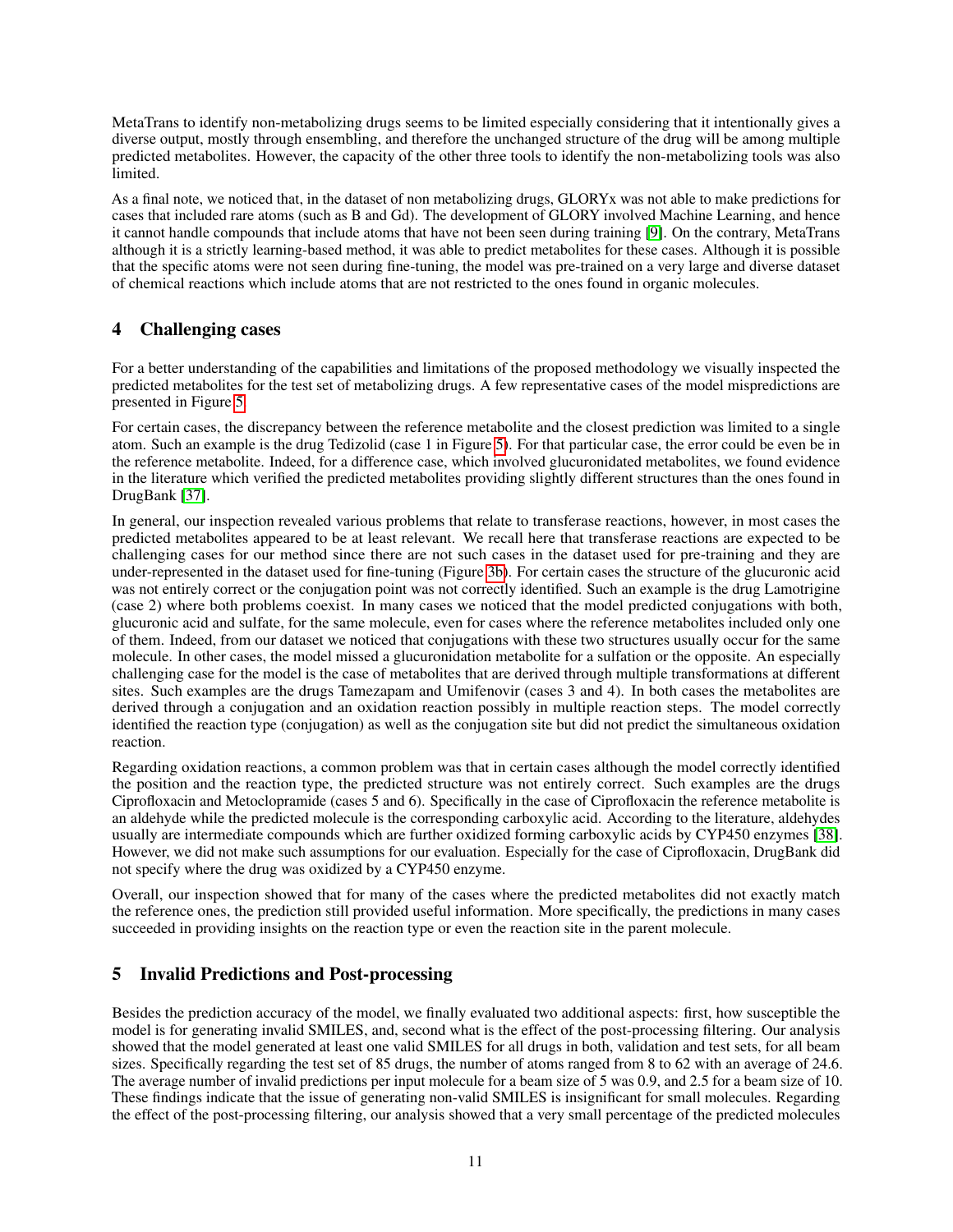MetaTrans to identify non-metabolizing drugs seems to be limited especially considering that it intentionally gives a diverse output, mostly through ensembling, and therefore the unchanged structure of the drug will be among multiple predicted metabolites. However, the capacity of the other three tools to identify the non-metabolizing tools was also limited.

As a final note, we noticed that, in the dataset of non metabolizing drugs, GLORYx was not able to make predictions for cases that included rare atoms (such as B and Gd). The development of GLORY involved Machine Learning, and hence it cannot handle compounds that include atoms that have not been seen during training [9]. On the contrary, MetaTrans although it is a strictly learning-based method, it was able to predict metabolites for these cases. Although it is possible that the specific atoms were not seen during fine-tuning, the model was pre-trained on a very large and diverse dataset of chemical reactions which include atoms that are not restricted to the ones found in organic molecules.

## 4 Challenging cases

For a better understanding of the capabilities and limitations of the proposed methodology we visually inspected the predicted metabolites for the test set of metabolizing drugs. A few representative cases of the model mispredictions are presented in Figure 5.

For certain cases, the discrepancy between the reference metabolite and the closest prediction was limited to a single atom. Such an example is the drug Tedizolid (case 1 in Figure 5). For that particular case, the error could be even be in the reference metabolite. Indeed, for a difference case, which involved glucuronidated metabolites, we found evidence in the literature which verified the predicted metabolites providing slightly different structures than the ones found in DrugBank [37].

In general, our inspection revealed various problems that relate to transferase reactions, however, in most cases the predicted metabolites appeared to be at least relevant. We recall here that transferase reactions are expected to be challenging cases for our method since there are not such cases in the dataset used for pre-training and they are under-represented in the dataset used for fine-tuning (Figure 3b). For certain cases the structure of the glucuronic acid was not entirely correct or the conjugation point was not correctly identified. Such an example is the drug Lamotrigine (case 2) where both problems coexist. In many cases we noticed that the model predicted conjugations with both, glucuronic acid and sulfate, for the same molecule, even for cases where the reference metabolites included only one of them. Indeed, from our dataset we noticed that conjugations with these two structures usually occur for the same molecule. In other cases, the model missed a glucuronidation metabolite for a sulfation or the opposite. An especially challenging case for the model is the case of metabolites that are derived through multiple transformations at different sites. Such examples are the drugs Tamezapam and Umifenovir (cases 3 and 4). In both cases the metabolites are derived through a conjugation and an oxidation reaction possibly in multiple reaction steps. The model correctly identified the reaction type (conjugation) as well as the conjugation site but did not predict the simultaneous oxidation reaction.

Regarding oxidation reactions, a common problem was that in certain cases although the model correctly identified the position and the reaction type, the predicted structure was not entirely correct. Such examples are the drugs Ciprofloxacin and Metoclopramide (cases 5 and 6). Specifically in the case of Ciprofloxacin the reference metabolite is an aldehyde while the predicted molecule is the corresponding carboxylic acid. According to the literature, aldehydes usually are intermediate compounds which are further oxidized forming carboxylic acids by CYP450 enzymes [38]. However, we did not make such assumptions for our evaluation. Especially for the case of Ciprofloxacin, DrugBank did not specify where the drug was oxidized by a CYP450 enzyme.

Overall, our inspection showed that for many of the cases where the predicted metabolites did not exactly match the reference ones, the prediction still provided useful information. More specifically, the predictions in many cases succeeded in providing insights on the reaction type or even the reaction site in the parent molecule.

## 5 Invalid Predictions and Post-processing

Besides the prediction accuracy of the model, we finally evaluated two additional aspects: first, how susceptible the model is for generating invalid SMILES, and, second what is the effect of the post-processing filtering. Our analysis showed that the model generated at least one valid SMILES for all drugs in both, validation and test sets, for all beam sizes. Specifically regarding the test set of 85 drugs, the number of atoms ranged from 8 to 62 with an average of 24.6. The average number of invalid predictions per input molecule for a beam size of 5 was 0.9, and 2.5 for a beam size of 10. These findings indicate that the issue of generating non-valid SMILES is insignificant for small molecules. Regarding the effect of the post-processing filtering, our analysis showed that a very small percentage of the predicted molecules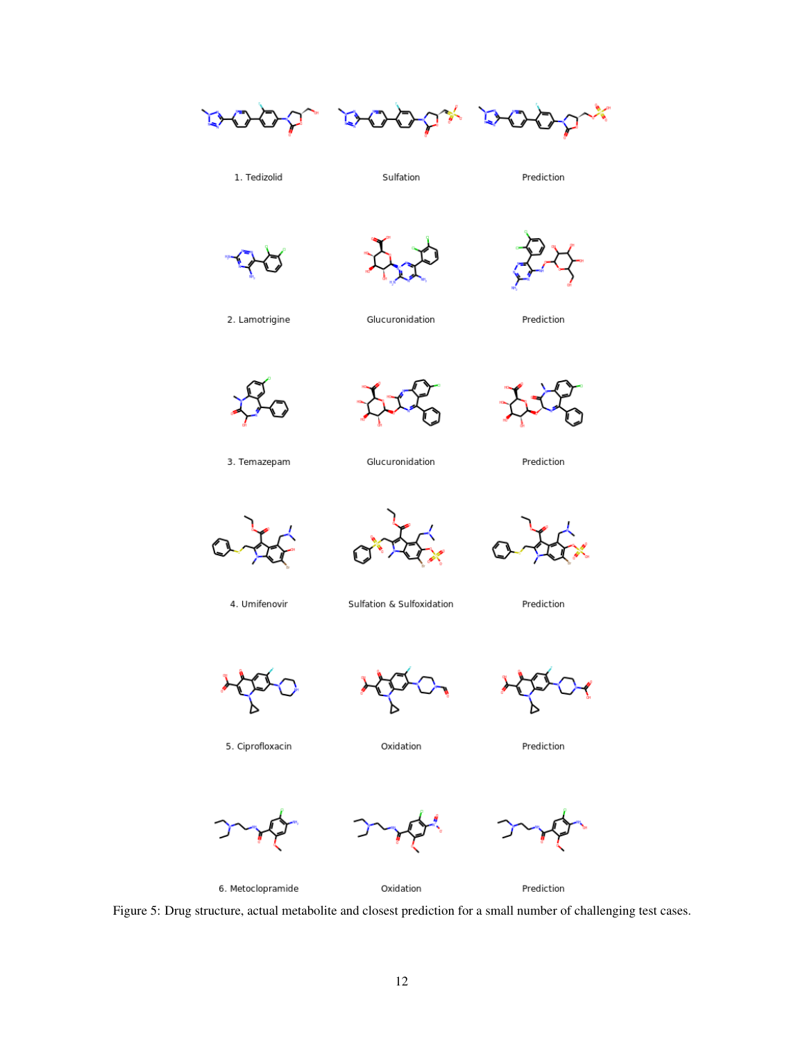1. Tedizolid

Sulfation

Prediction

2. Lamotrigine

Glucuronidation

Prediction

3. Temazepam

Glucuronidation

Prediction

4. Umifenovir

Sulfation & Sulfoxidation

Prediction

5. Ciprofloxacin

Oxidation

Prediction

6. Metoclopramide

Oxidation

Prediction

Figure 5: Drug structure, actual metabolite and closest prediction for a small number of challenging test cases.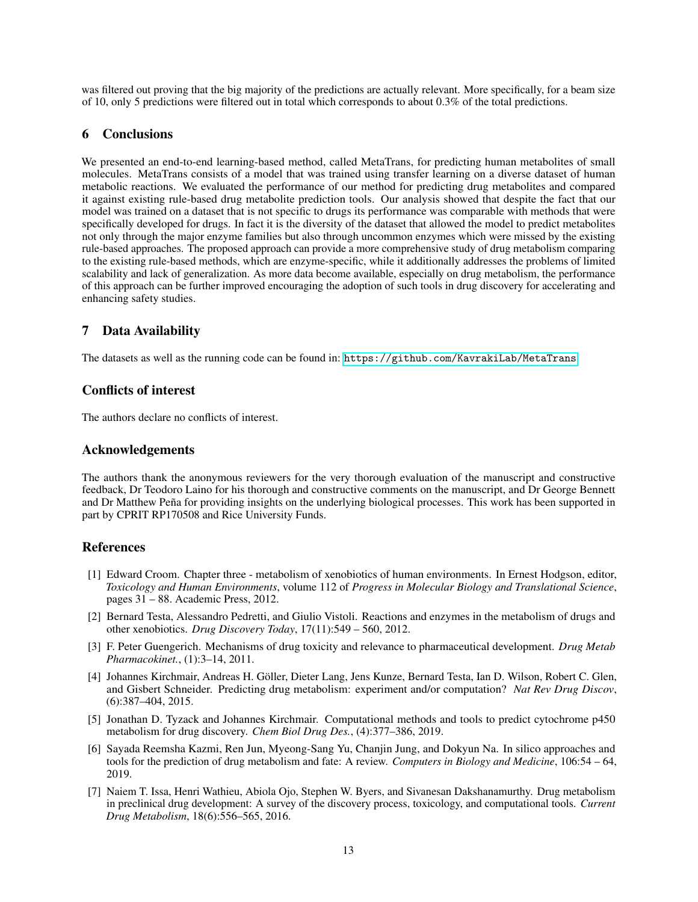was filtered out proving that the big majority of the predictions are actually relevant. More specifically, for a beam size of 10, only 5 predictions were filtered out in total which corresponds to about 0.3% of the total predictions.

## 6 Conclusions

We presented an end-to-end learning-based method, called MetaTrans, for predicting human metabolites of small molecules. MetaTrans consists of a model that was trained using transfer learning on a diverse dataset of human metabolic reactions. We evaluated the performance of our method for predicting drug metabolites and compared it against existing rule-based drug metabolite prediction tools. Our analysis showed that despite the fact that our model was trained on a dataset that is not specific to drugs its performance was comparable with methods that were specifically developed for drugs. In fact it is the diversity of the dataset that allowed the model to predict metabolites not only through the major enzyme families but also through uncommon enzymes which were missed by the existing rule-based approaches. The proposed approach can provide a more comprehensive study of drug metabolism comparing to the existing rule-based methods, which are enzyme-specific, while it additionally addresses the problems of limited scalability and lack of generalization. As more data become available, especially on drug metabolism, the performance of this approach can be further improved encouraging the adoption of such tools in drug discovery for accelerating and enhancing safety studies.

## 7 Data Availability

The datasets as well as the running code can be found in: https://github.com/KavrakiLab/MetaTrans

## Conflicts of interest

The authors declare no conflicts of interest.

## Acknowledgements

The authors thank the anonymous reviewers for the very thorough evaluation of the manuscript and constructive feedback, Dr Teodoro Laino for his thorough and constructive comments on the manuscript, and Dr George Bennett and Dr Matthew Peña for providing insights on the underlying biological processes. This work has been supported in part by CPRIT RP170508 and Rice University Funds.

## References

[1] Edward Croom. Chapter three - metabolism of xenobiotics of human environments. In Ernest Hodgson, editor, *Toxicology and Human Environments*, volume 112 of *Progress in Molecular Biology and Translational Science*, pages 31 – 88. Academic Press, 2012.

[2] Bernard Testa, Alessandro Pedretti, and Giulio Vistoli. Reactions and enzymes in the metabolism of drugs and other xenobiotics. *Drug Discovery Today*, 17(11):549 – 560, 2012.

[3] F. Peter Guengerich. Mechanisms of drug toxicity and relevance to pharmaceutical development. *Drug Metab Pharmacokinet.*, (1):3–14, 2011.

[4] Johannes Kirchmair, Andreas H. Göller, Dieter Lang, Jens Kunze, Bernard Testa, Ian D. Wilson, Robert C. Glen, and Gisbert Schneider. Predicting drug metabolism: experiment and/or computation? *Nat Rev Drug Discov*, (6):387–404, 2015.

[5] Jonathan D. Tyzack and Johannes Kirchmair. Computational methods and tools to predict cytochrome p450 metabolism for drug discovery. *Chem Biol Drug Des.*, (4):377–386, 2019.

[6] Sayada Reemsha Kazmi, Ren Jun, Myeong-Sang Yu, Chanjin Jung, and Dokyun Na. In silico approaches and tools for the prediction of drug metabolism and fate: A review. *Computers in Biology and Medicine*, 106:54 – 64, 2019.

[7] Naiem T. Issa, Henri Wathieu, Abiola Ojo, Stephen W. Byers, and Sivanesan Dakshanamurthy. Drug metabolism in preclinical drug development: A survey of the discovery process, toxicology, and computational tools. *Current Drug Metabolism*, 18(6):556–565, 2016.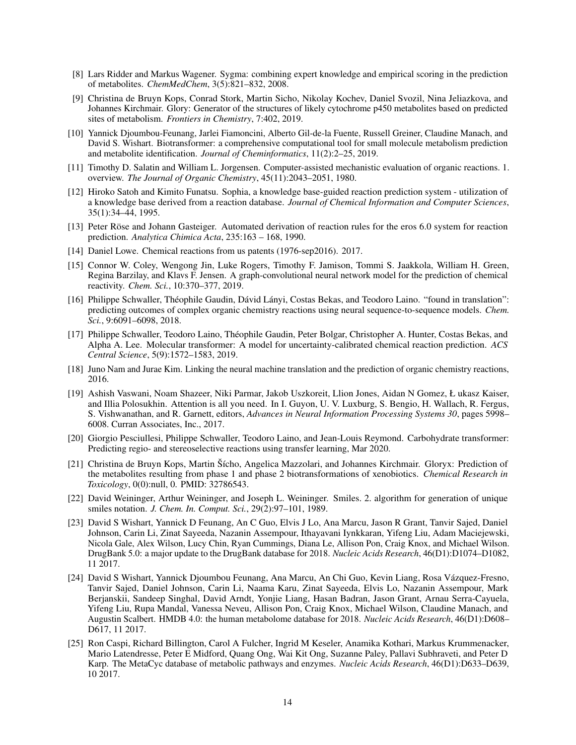[8] Lars Ridder and Markus Wagener. Sygma: combining expert knowledge and empirical scoring in the prediction of metabolites. *ChemMedChem*, 3(5):821–832, 2008.

[9] Christina de Bruyn Kops, Conrad Stork, Martin Sicho, Nikolay Kochev, Daniel Svozil, Nina Jeliazkova, and Johannes Kirchmair. Glory: Generator of the structures of likely cytochrome p450 metabolites based on predicted sites of metabolism. *Frontiers in Chemistry*, 7:402, 2019.

[10] Yannick Djoumbou-Feunang, Jarlei Fiamoncini, Alberto Gil-de-la Fuente, Russell Greiner, Claudine Manach, and David S. Wishart. Biotransformer: a comprehensive computational tool for small molecule metabolism prediction and metabolite identification. *Journal of Cheminformatics*, 11(2):2–25, 2019.

[11] Timothy D. Salatin and William L. Jorgensen. Computer-assisted mechanistic evaluation of organic reactions. 1. overview. *The Journal of Organic Chemistry*, 45(11):2043–2051, 1980.

[12] Hiroko Satoh and Kimito Funatsu. Sophia, a knowledge base-guided reaction prediction system - utilization of a knowledge base derived from a reaction database. *Journal of Chemical Information and Computer Sciences*, 35(1):34–44, 1995.

[13] Peter Röse and Johann Gasteiger. Automated derivation of reaction rules for the eros 6.0 system for reaction prediction. *Analytica Chimica Acta*, 235:163 – 168, 1990.

[14] Daniel Lowe. Chemical reactions from us patents (1976-sep2016). 2017.

[15] Connor W. Coley, Wengong Jin, Luke Rogers, Timothy F. Jamison, Tommi S. Jaakkola, William H. Green, Regina Barzilay, and Klavs F. Jensen. A graph-convolutional neural network model for the prediction of chemical reactivity. *Chem. Sci.*, 10:370–377, 2019.

[16] Philippe Schwaller, Théophile Gaudin, Dávid Lányi, Costas Bekas, and Teodoro Laino. "found in translation": predicting outcomes of complex organic chemistry reactions using neural sequence-to-sequence models. *Chem. Sci.*, 9:6091–6098, 2018.

[17] Philippe Schwaller, Teodoro Laino, Théophile Gaudin, Peter Bolgar, Christopher A. Hunter, Costas Bekas, and Alpha A. Lee. Molecular transformer: A model for uncertainty-calibrated chemical reaction prediction. *ACS Central Science*, 5(9):1572–1583, 2019.

[18] Juno Nam and Jurae Kim. Linking the neural machine translation and the prediction of organic chemistry reactions, 2016.

[19] Ashish Vaswani, Noam Shazeer, Niki Parmar, Jakob Uszkoreit, Llion Jones, Aidan N Gomez, Ł ukasz Kaiser, and Illia Polosukhin. Attention is all you need. In I. Guyon, U. V. Luxburg, S. Bengio, H. Wallach, R. Fergus, S. Vishwanathan, and R. Garnett, editors, *Advances in Neural Information Processing Systems 30*, pages 5998–6008. Curran Associates, Inc., 2017.

[20] Giorgio Pesciullesi, Philippe Schwaller, Teodoro Laino, and Jean-Louis Reymond. Carbohydrate transformer: Predicting regio- and stereoselective reactions using transfer learning, Mar 2020.

[21] Christina de Bruyn Kops, Martin Šícho, Angelica Mazzolari, and Johannes Kirchmair. Gloryx: Prediction of the metabolites resulting from phase 1 and phase 2 biotransformations of xenobiotics. *Chemical Research in Toxicology*, 0(0):null, 0. PMID: 32786543.

[22] David Weininger, Arthur Weininger, and Joseph L. Weininger. Smiles. 2. algorithm for generation of unique smiles notation. *J. Chem. In. Comput. Sci.*, 29(2):97–101, 1989.

[23] David S Wishart, Yannick D Feunang, An C Guo, Elvis J Lo, Ana Marcu, Jason R Grant, Tanvir Sajed, Daniel Johnson, Carin Li, Zinat Sayeeda, Nazanin Assempour, Ithayavani Iynkkaran, Yifeng Liu, Adam Maciejewski, Nicola Gale, Alex Wilson, Lucy Chin, Ryan Cummings, Diana Le, Allison Pon, Craig Knox, and Michael Wilson. DrugBank 5.0: a major update to the DrugBank database for 2018. *Nucleic Acids Research*, 46(D1):D1074–D1082, 11 2017.

[24] David S Wishart, Yannick Djoumbou Feunang, Ana Marcu, An Chi Guo, Kevin Liang, Rosa Vázquez-Fresno, Tanvir Sajed, Daniel Johnson, Carin Li, Naama Karu, Zinat Sayeeda, Elvis Lo, Nazanin Assempour, Mark Berjanskii, Sandeep Singhal, David Arndt, Yonjie Liang, Hasan Badran, Jason Grant, Arnau Serra-Cayuela, Yifeng Liu, Rupa Mandal, Vanessa Neveu, Allison Pon, Craig Knox, Michael Wilson, Claudine Manach, and Augustin Scalbert. HMDB 4.0: the human metabolome database for 2018. *Nucleic Acids Research*, 46(D1):D608–D617, 11 2017.

[25] Ron Caspi, Richard Billington, Carol A Fulcher, Ingrid M Keseler, Anamika Kothari, Markus Krummenacker, Mario Latendresse, Peter E Midford, Quang Ong, Wai Kit Ong, Suzanne Paley, Pallavi Subhraveti, and Peter D Karp. The MetaCyc database of metabolic pathways and enzymes. *Nucleic Acids Research*, 46(D1):D633–D639, 10 2017.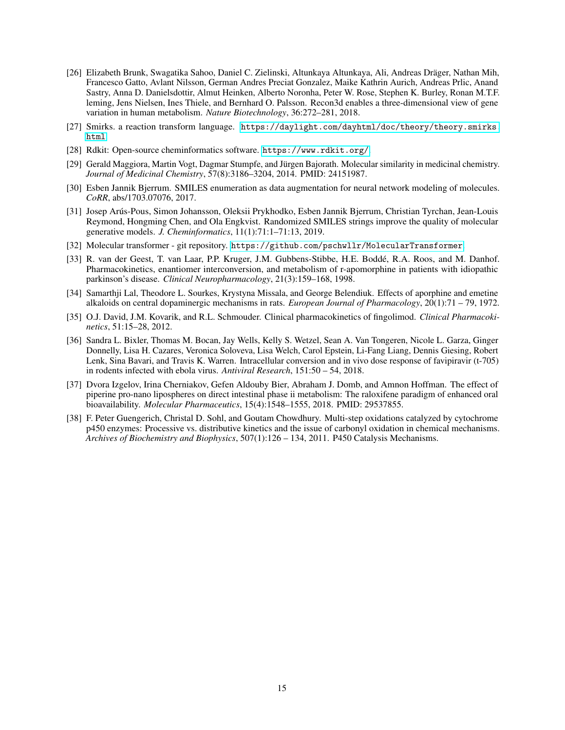[26] Elizabeth Brunk, Swagatika Sahoo, Daniel C. Zielinski, Altunkaya Altunkaya, Ali, Andreas Dräger, Nathan Mih, Francesco Gatto, Avlant Nilsson, German Andres Preciat Gonzalez, Maike Kathrin Aurich, Andreas Prlic, Anand Sastry, Anna D. Danielsdottir, Almut Heinken, Alberto Noronha, Peter W. Rose, Stephen K. Burley, Ronan M.T.F. leming, Jens Nielsen, Ines Thiele, and Bernhard O. Palsson. Recon3d enables a three-dimensional view of gene variation in human metabolism. *Nature Biotechnology*, 36:272–281, 2018.

[27] Smirks. a reaction transform language. https://daylight.com/dayhtml/doc/theory/theory.smirks.html.

[28] Rdkit: Open-source cheminformatics software. https://www.rdkit.org/.

[29] Gerald Maggiora, Martin Vogt, Dagmar Stumpfe, and Jürgen Bajorath. Molecular similarity in medicinal chemistry. *Journal of Medicinal Chemistry*, 57(8):3186–3204, 2014. PMID: 24151987.

[30] Esben Jannik Bjerrum. SMILES enumeration as data augmentation for neural network modeling of molecules. *CoRR*, abs/1703.07076, 2017.

[31] Josep Arús-Pous, Simon Johansson, Oleksii Prykhodko, Esben Jannik Bjerrum, Christian Tyrchan, Jean-Louis Reymond, Hongming Chen, and Ola Engkvist. Randomized SMILES strings improve the quality of molecular generative models. *J. Cheminformatics*, 11(1):71:1–71:13, 2019.

[32] Molecular transformer - git repository. https://github.com/pschwllr/MolecularTransformer.

[33] R. van der Geest, T. van Laar, P.P. Kruger, J.M. Gubbens-Stibbe, H.E. Boddé, R.A. Roos, and M. Danhof. Pharmacokinetics, enantiomer interconversion, and metabolism of r-apomorphine in patients with idiopathic parkinson's disease. *Clinical Neuropharmacology*, 21(3):159–168, 1998.

[34] Samarthji Lal, Theodore L. Sourkes, Krystyna Missala, and George Belendiuk. Effects of aporphine and emetine alkaloids on central dopaminergic mechanisms in rats. *European Journal of Pharmacology*, 20(1):71 – 79, 1972.

[35] O.J. David, J.M. Kovarik, and R.L. Schmouder. Clinical pharmacokinetics of fingolimod. *Clinical Pharmacokinetics*, 51:15–28, 2012.

[36] Sandra L. Bixler, Thomas M. Bocan, Jay Wells, Kelly S. Wetzel, Sean A. Van Tongeren, Nicole L. Garza, Ginger Donnelly, Lisa H. Cazares, Veronica Soloveva, Lisa Welch, Carol Epstein, Li-Fang Liang, Dennis Giesing, Robert Lenk, Sina Bavari, and Travis K. Warren. Intracellular conversion and in vivo dose response of favipiravir (t-705) in rodents infected with ebola virus. *Antiviral Research*, 151:50 – 54, 2018.

[37] Dvora Izgelov, Irina Cherniakov, Gefen Aldouby Bier, Abraham J. Domb, and Amnon Hoffman. The effect of piperine pro-nano lipospheres on direct intestinal phase ii metabolism: The raloxifene paradigm of enhanced oral bioavailability. *Molecular Pharmaceutics*, 15(4):1548–1555, 2018. PMID: 29537855.

[38] F. Peter Guengerich, Christal D. Sohl, and Goutam Chowdhury. Multi-step oxidations catalyzed by cytochrome p450 enzymes: Processive vs. distributive kinetics and the issue of carbonyl oxidation in chemical mechanisms. *Archives of Biochemistry and Biophysics*, 507(1):126 – 134, 2011. P450 Catalysis Mechanisms.